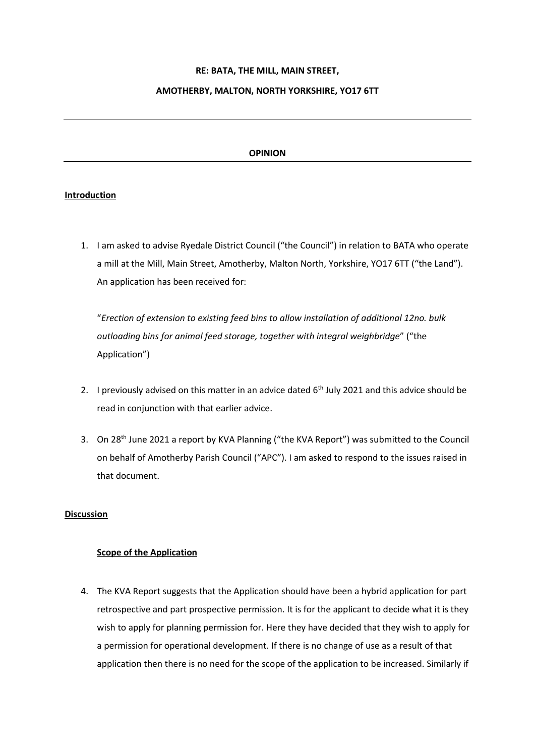**RE: BATA, THE MILL, MAIN STREET,**

**AMOTHERBY, MALTON, NORTH YORKSHIRE, YO17 6TT**

---

**OPINION**

---

## Introduction

1. I am asked to advise Ryedale District Council ("the Council") in relation to BATA who operate a mill at the Mill, Main Street, Amotherby, Malton North, Yorkshire, YO17 6TT ("the Land"). An application has been received for:

   "*Erection of extension to existing feed bins to allow installation of additional 12no. bulk outloading bins for animal feed storage, together with integral weighbridge*" ("the Application")

2. I previously advised on this matter in an advice dated 6th July 2021 and this advice should be read in conjunction with that earlier advice.

3. On 28th June 2021 a report by KVA Planning ("the KVA Report") was submitted to the Council on behalf of Amotherby Parish Council ("APC"). I am asked to respond to the issues raised in that document.

## Discussion

### Scope of the Application

4. The KVA Report suggests that the Application should have been a hybrid application for part retrospective and part prospective permission. It is for the applicant to decide what it is they wish to apply for planning permission for. Here they have decided that they wish to apply for a permission for operational development. If there is no change of use as a result of that application then there is no need for the scope of the application to be increased. Similarly if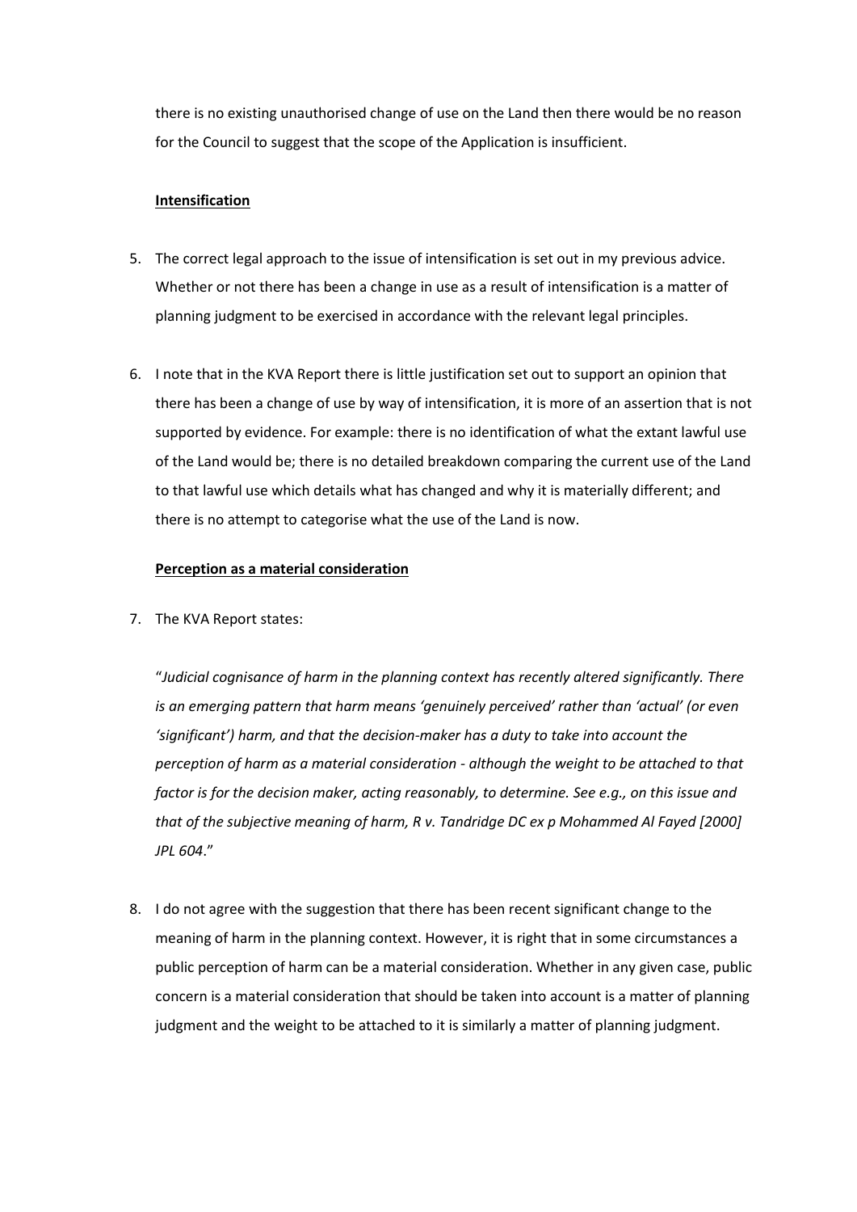there is no existing unauthorised change of use on the Land then there would be no reason for the Council to suggest that the scope of the Application is insufficient.

**<u>Intensification</u>**

5. The correct legal approach to the issue of intensification is set out in my previous advice. Whether or not there has been a change in use as a result of intensification is a matter of planning judgment to be exercised in accordance with the relevant legal principles.

6. I note that in the KVA Report there is little justification set out to support an opinion that there has been a change of use by way of intensification, it is more of an assertion that is not supported by evidence. For example: there is no identification of what the extant lawful use of the Land would be; there is no detailed breakdown comparing the current use of the Land to that lawful use which details what has changed and why it is materially different; and there is no attempt to categorise what the use of the Land is now.

**<u>Perception as a material consideration</u>**

7. The KVA Report states:

   "*Judicial cognisance of harm in the planning context has recently altered significantly. There is an emerging pattern that harm means 'genuinely perceived' rather than 'actual' (or even 'significant') harm, and that the decision-maker has a duty to take into account the perception of harm as a material consideration - although the weight to be attached to that factor is for the decision maker, acting reasonably, to determine. See e.g., on this issue and that of the subjective meaning of harm, R v. Tandridge DC ex p Mohammed Al Fayed [2000] JPL 604*."

8. I do not agree with the suggestion that there has been recent significant change to the meaning of harm in the planning context. However, it is right that in some circumstances a public perception of harm can be a material consideration. Whether in any given case, public concern is a material consideration that should be taken into account is a matter of planning judgment and the weight to be attached to it is similarly a matter of planning judgment.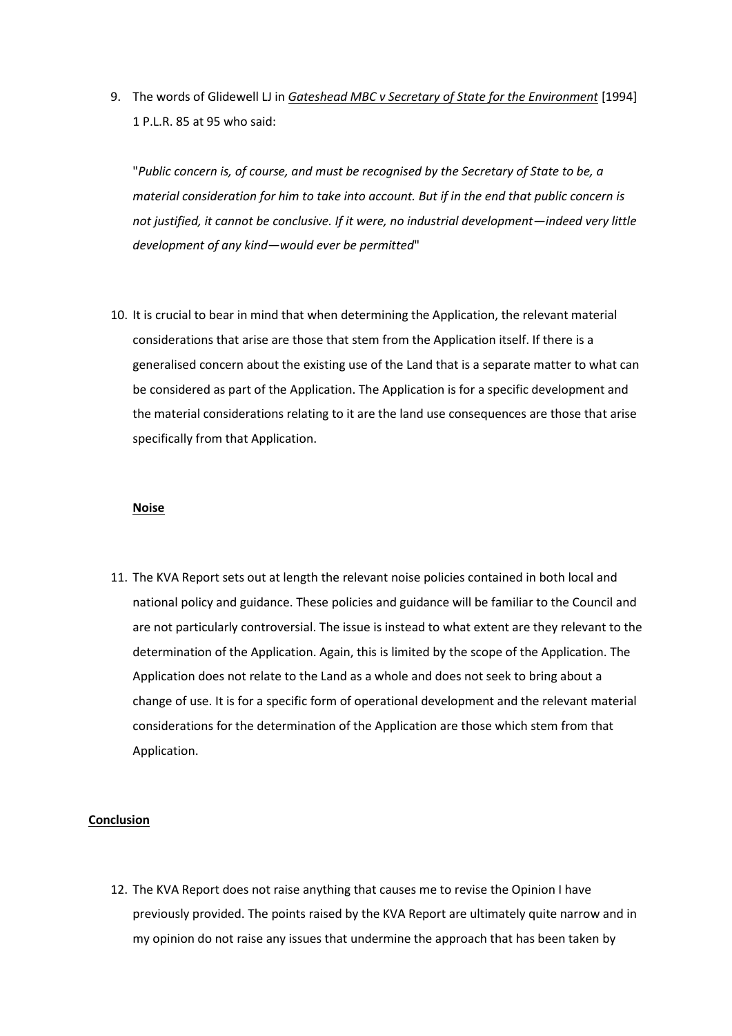9. The words of Glidewell LJ in *Gateshead MBC v Secretary of State for the Environment* [1994] 1 P.L.R. 85 at 95 who said:

   "*Public concern is, of course, and must be recognised by the Secretary of State to be, a material consideration for him to take into account. But if in the end that public concern is not justified, it cannot be conclusive. If it were, no industrial development—indeed very little development of any kind—would ever be permitted*"

10. It is crucial to bear in mind that when determining the Application, the relevant material considerations that arise are those that stem from the Application itself. If there is a generalised concern about the existing use of the Land that is a separate matter to what can be considered as part of the Application. The Application is for a specific development and the material considerations relating to it are the land use consequences are those that arise specifically from that Application.

**Noise**

11. The KVA Report sets out at length the relevant noise policies contained in both local and national policy and guidance. These policies and guidance will be familiar to the Council and are not particularly controversial. The issue is instead to what extent are they relevant to the determination of the Application. Again, this is limited by the scope of the Application. The Application does not relate to the Land as a whole and does not seek to bring about a change of use. It is for a specific form of operational development and the relevant material considerations for the determination of the Application are those which stem from that Application.

**Conclusion**

12. The KVA Report does not raise anything that causes me to revise the Opinion I have previously provided. The points raised by the KVA Report are ultimately quite narrow and in my opinion do not raise any issues that undermine the approach that has been taken by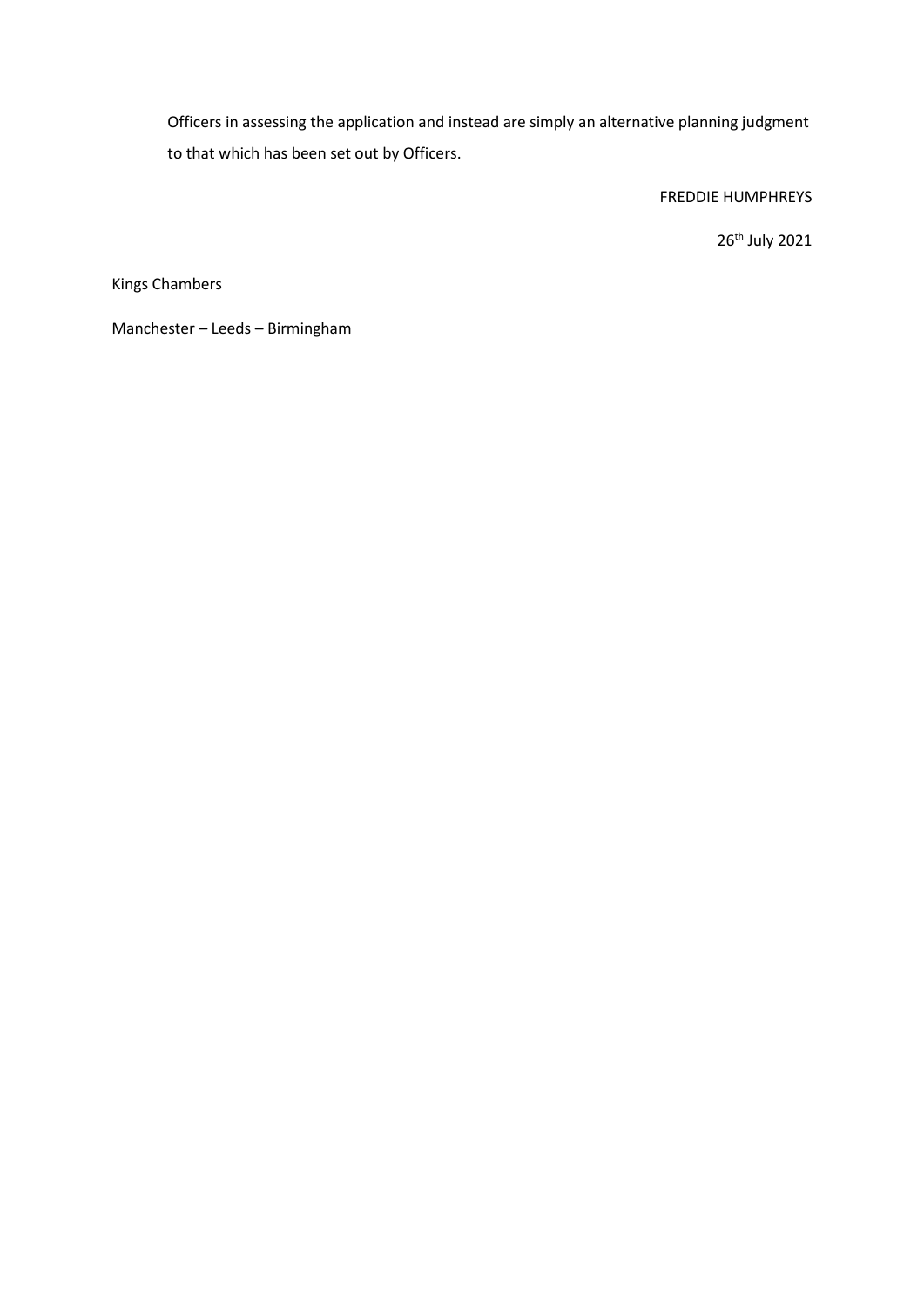Officers in assessing the application and instead are simply an alternative planning judgment to that which has been set out by Officers.

FREDDIE HUMPHREYS

26th July 2021

Kings Chambers

Manchester – Leeds – Birmingham